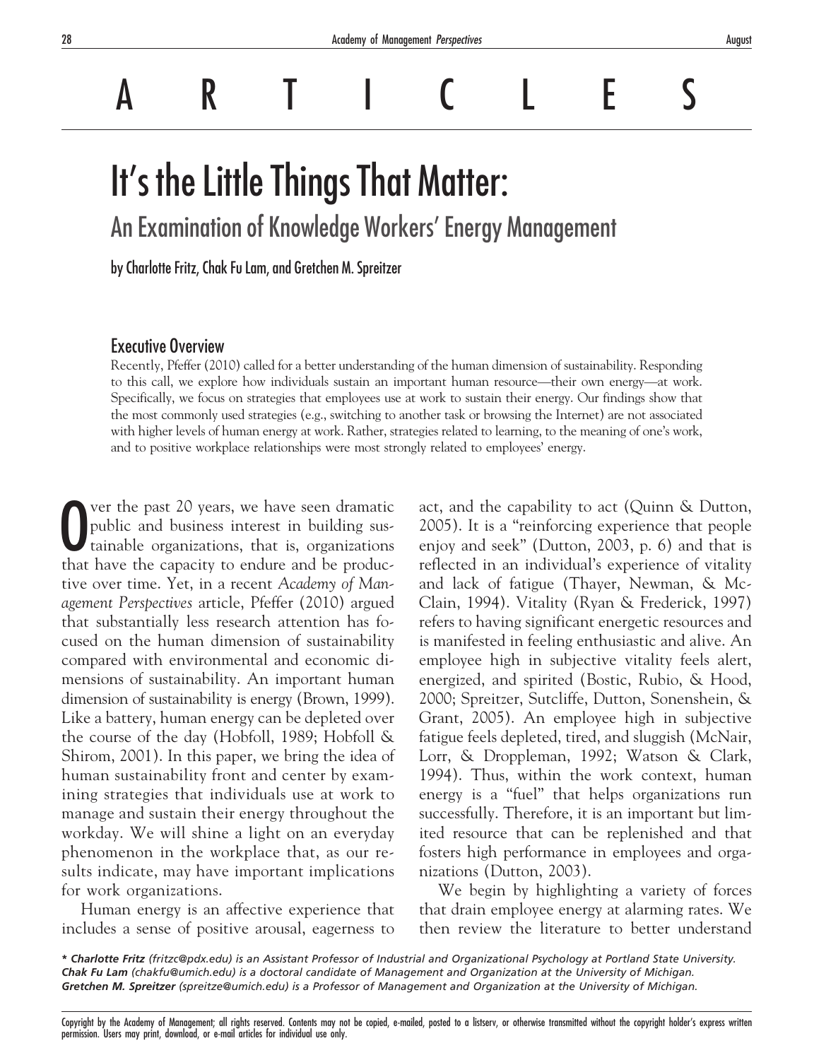# ARTICLES

# It's the Little Things That Matter:

## An Examination of Knowledge Workers' Energy Management

by Charlotte Fritz, Chak Fu Lam, and Gretchen M. Spreitzer

### Executive Overview

Recently, Pfeffer (2010) called for a better understanding of the human dimension of sustainability. Responding to this call, we explore how individuals sustain an important human resource—their own energy—at work. Specifically, we focus on strategies that employees use at work to sustain their energy. Our findings show that the most commonly used strategies (e.g., switching to another task or browsing the Internet) are not associated with higher levels of human energy at work. Rather, strategies related to learning, to the meaning of one's work, and to positive workplace relationships were most strongly related to employees' energy.

Over the past 20 years, we have seen dramatic public and business interest in building sustainable organizations, that is, organizations that have the capacity to endure and be productive over time. Yet, in a recent *Academy of Management Perspectives* article, Pfeffer (2010) argued that substantially less research attention has focused on the human dimension of sustainability compared with environmental and economic dimensions of sustainability. An important human dimension of sustainability is energy (Brown, 1999). Like a battery, human energy can be depleted over the course of the day (Hobfoll, 1989; Hobfoll & Shirom, 2001). In this paper, we bring the idea of human sustainability front and center by examining strategies that individuals use at work to manage and sustain their energy throughout the workday. We will shine a light on an everyday phenomenon in the workplace that, as our results indicate, may have important implications for work organizations.

Human energy is an affective experience that includes a sense of positive arousal, eagerness to act, and the capability to act (Quinn & Dutton, 2005). It is a "reinforcing experience that people enjoy and seek" (Dutton, 2003, p. 6) and that is reflected in an individual's experience of vitality and lack of fatigue (Thayer, Newman, & McClain, 1994). Vitality (Ryan & Frederick, 1997) refers to having significant energetic resources and is manifested in feeling enthusiastic and alive. An employee high in subjective vitality feels alert, energized, and spirited (Bostic, Rubio, & Hood, 2000; Spreitzer, Sutcliffe, Dutton, Sonenshein, & Grant, 2005). An employee high in subjective fatigue feels depleted, tired, and sluggish (McNair, Lorr, & Droppleman, 1992; Watson & Clark, 1994). Thus, within the work context, human energy is a "fuel" that helps organizations run successfully. Therefore, it is an important but limited resource that can be replenished and that fosters high performance in employees and organizations (Dutton, 2003).

We begin by highlighting a variety of forces that drain employee energy at alarming rates. We then review the literature to better understand

*\* **Charlotte Fritz** (fritzc@pdx.edu) is an Assistant Professor of Industrial and Organizational Psychology at Portland State University.*
***Chak Fu Lam** (chakfu@umich.edu) is a doctoral candidate of Management and Organization at the University of Michigan.*
***Gretchen M. Spreitzer** (spreitze@umich.edu) is a Professor of Management and Organization at the University of Michigan.*

Copyright by the Academy of Management; all rights reserved. Contents may not be copied, e-mailed, posted to a listserv, or otherwise transmitted without the copyright holder's express written permission. Users may print, download, or e-mail articles for individual use only.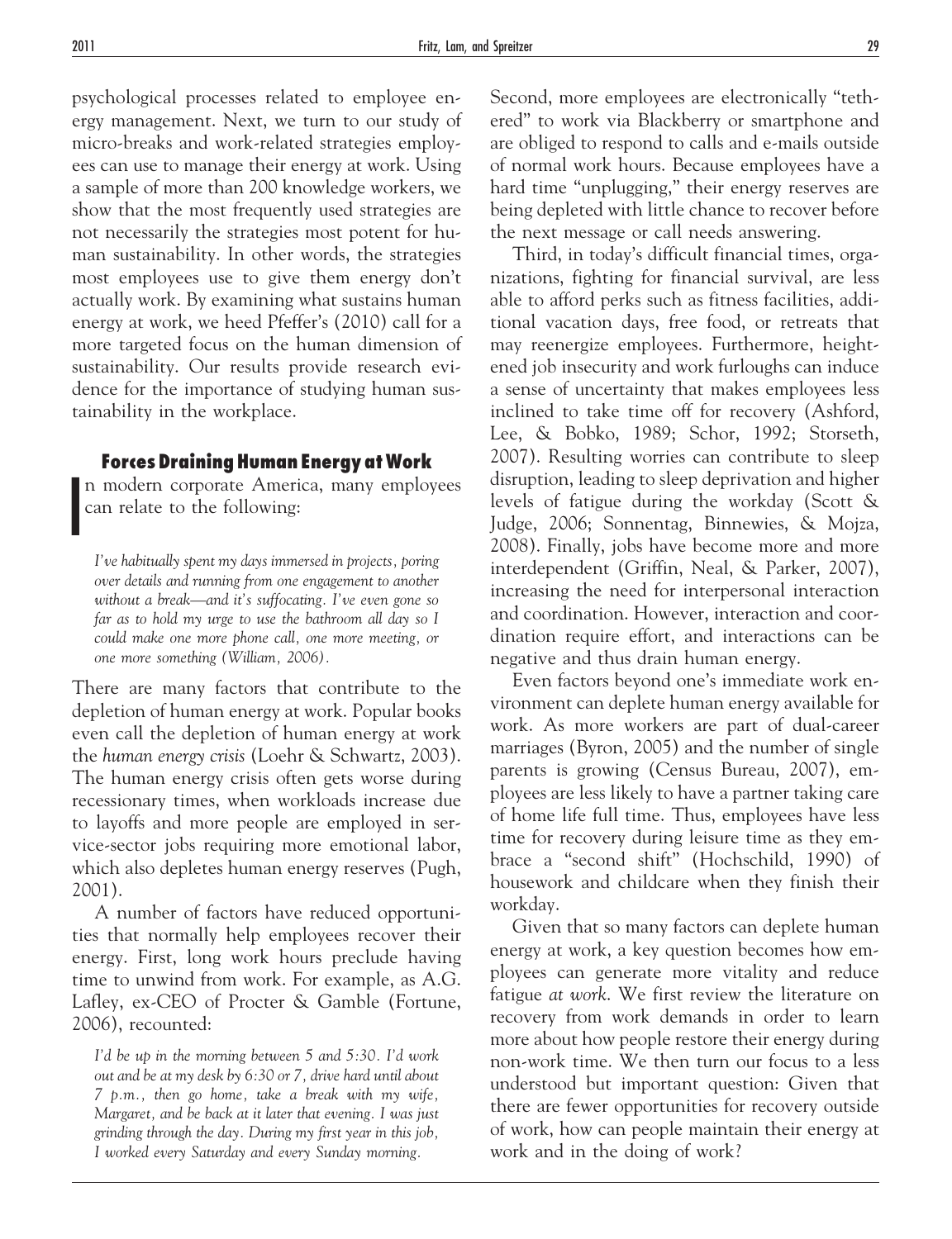psychological processes related to employee energy management. Next, we turn to our study of micro-breaks and work-related strategies employees can use to manage their energy at work. Using a sample of more than 200 knowledge workers, we show that the most frequently used strategies are not necessarily the strategies most potent for human sustainability. In other words, the strategies most employees use to give them energy don't actually work. By examining what sustains human energy at work, we heed Pfeffer's (2010) call for a more targeted focus on the human dimension of sustainability. Our results provide research evidence for the importance of studying human sustainability in the workplace.

## Forces Draining Human Energy at Work

In modern corporate America, many employees can relate to the following:

> *I've habitually spent my days immersed in projects, poring over details and running from one engagement to another without a break—and it's suffocating. I've even gone so far as to hold my urge to use the bathroom all day so I could make one more phone call, one more meeting, or one more something (William, 2006).*

There are many factors that contribute to the depletion of human energy at work. Popular books even call the depletion of human energy at work the *human energy crisis* (Loehr & Schwartz, 2003). The human energy crisis often gets worse during recessionary times, when workloads increase due to layoffs and more people are employed in service-sector jobs requiring more emotional labor, which also depletes human energy reserves (Pugh, 2001).

A number of factors have reduced opportunities that normally help employees recover their energy. First, long work hours preclude having time to unwind from work. For example, as A.G. Lafley, ex-CEO of Procter & Gamble (Fortune, 2006), recounted:

> *I'd be up in the morning between 5 and 5:30. I'd work out and be at my desk by 6:30 or 7, drive hard until about 7 p.m., then go home, take a break with my wife, Margaret, and be back at it later that evening. I was just grinding through the day. During my first year in this job, I worked every Saturday and every Sunday morning.*

Second, more employees are electronically "tethered" to work via Blackberry or smartphone and are obliged to respond to calls and e-mails outside of normal work hours. Because employees have a hard time "unplugging," their energy reserves are being depleted with little chance to recover before the next message or call needs answering.

Third, in today's difficult financial times, organizations, fighting for financial survival, are less able to afford perks such as fitness facilities, additional vacation days, free food, or retreats that may reenergize employees. Furthermore, heightened job insecurity and work furloughs can induce a sense of uncertainty that makes employees less inclined to take time off for recovery (Ashford, Lee, & Bobko, 1989; Schor, 1992; Storseth, 2007). Resulting worries can contribute to sleep disruption, leading to sleep deprivation and higher levels of fatigue during the workday (Scott & Judge, 2006; Sonnentag, Binnewies, & Mojza, 2008). Finally, jobs have become more and more interdependent (Griffin, Neal, & Parker, 2007), increasing the need for interpersonal interaction and coordination. However, interaction and coordination require effort, and interactions can be negative and thus drain human energy.

Even factors beyond one's immediate work environment can deplete human energy available for work. As more workers are part of dual-career marriages (Byron, 2005) and the number of single parents is growing (Census Bureau, 2007), employees are less likely to have a partner taking care of home life full time. Thus, employees have less time for recovery during leisure time as they embrace a "second shift" (Hochschild, 1990) of housework and childcare when they finish their workday.

Given that so many factors can deplete human energy at work, a key question becomes how employees can generate more vitality and reduce fatigue *at work*. We first review the literature on recovery from work demands in order to learn more about how people restore their energy during non-work time. We then turn our focus to a less understood but important question: Given that there are fewer opportunities for recovery outside of work, how can people maintain their energy at work and in the doing of work?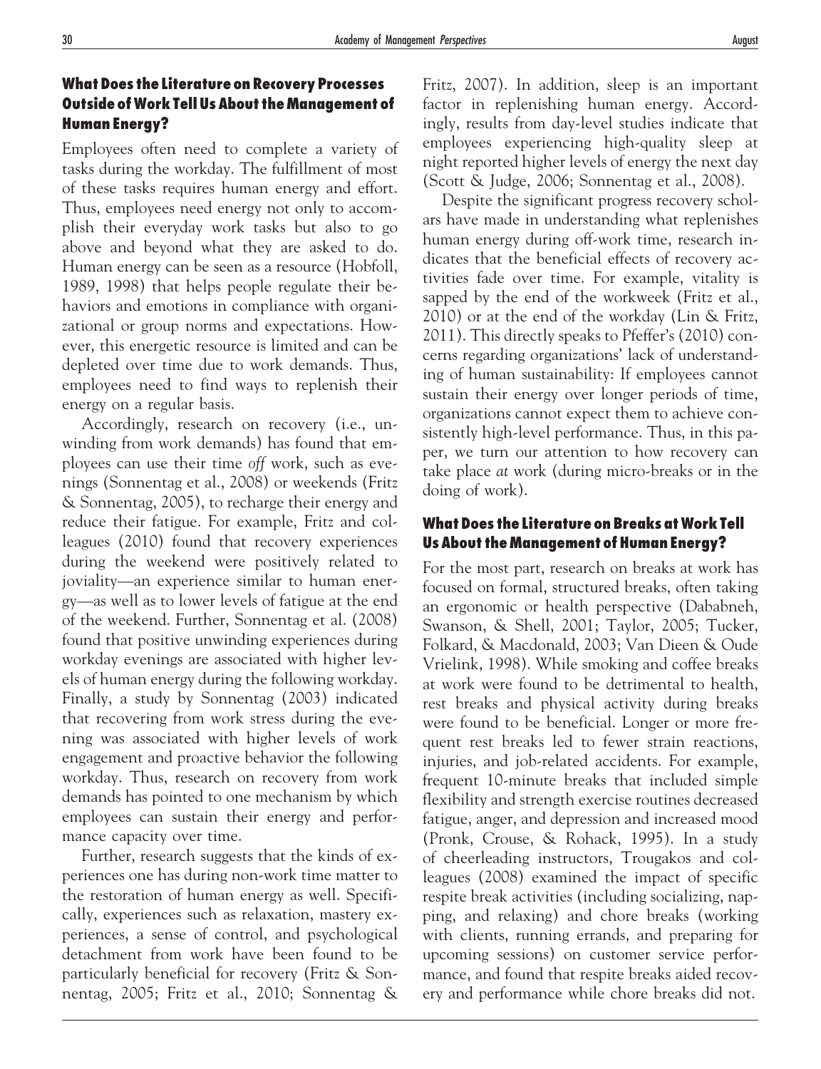### What Does the Literature on Recovery Processes Outside of Work Tell Us About the Management of Human Energy?

Employees often need to complete a variety of tasks during the workday. The fulfillment of most of these tasks requires human energy and effort. Thus, employees need energy not only to accomplish their everyday work tasks but also to go above and beyond what they are asked to do. Human energy can be seen as a resource (Hobfoll, 1989, 1998) that helps people regulate their behaviors and emotions in compliance with organizational or group norms and expectations. However, this energetic resource is limited and can be depleted over time due to work demands. Thus, employees need to find ways to replenish their energy on a regular basis.

Accordingly, research on recovery (i.e., unwinding from work demands) has found that employees can use their time *off* work, such as evenings (Sonnentag et al., 2008) or weekends (Fritz & Sonnentag, 2005), to recharge their energy and reduce their fatigue. For example, Fritz and colleagues (2010) found that recovery experiences during the weekend were positively related to joviality—an experience similar to human energy—as well as to lower levels of fatigue at the end of the weekend. Further, Sonnentag et al. (2008) found that positive unwinding experiences during workday evenings are associated with higher levels of human energy during the following workday. Finally, a study by Sonnentag (2003) indicated that recovering from work stress during the evening was associated with higher levels of work engagement and proactive behavior the following workday. Thus, research on recovery from work demands has pointed to one mechanism by which employees can sustain their energy and performance capacity over time.

Further, research suggests that the kinds of experiences one has during non-work time matter to the restoration of human energy as well. Specifically, experiences such as relaxation, mastery experiences, a sense of control, and psychological detachment from work have been found to be particularly beneficial for recovery (Fritz & Sonnentag, 2005; Fritz et al., 2010; Sonnentag & Fritz, 2007). In addition, sleep is an important factor in replenishing human energy. Accordingly, results from day-level studies indicate that employees experiencing high-quality sleep at night reported higher levels of energy the next day (Scott & Judge, 2006; Sonnentag et al., 2008).

Despite the significant progress recovery scholars have made in understanding what replenishes human energy during off-work time, research indicates that the beneficial effects of recovery activities fade over time. For example, vitality is sapped by the end of the workweek (Fritz et al., 2010) or at the end of the workday (Lin & Fritz, 2011). This directly speaks to Pfeffer's (2010) concerns regarding organizations' lack of understanding of human sustainability: If employees cannot sustain their energy over longer periods of time, organizations cannot expect them to achieve consistently high-level performance. Thus, in this paper, we turn our attention to how recovery can take place *at* work (during micro-breaks or in the doing of work).

### What Does the Literature on Breaks at Work Tell Us About the Management of Human Energy?

For the most part, research on breaks at work has focused on formal, structured breaks, often taking an ergonomic or health perspective (Dababneh, Swanson, & Shell, 2001; Taylor, 2005; Tucker, Folkard, & Macdonald, 2003; Van Dieen & Oude Vrielink, 1998). While smoking and coffee breaks at work were found to be detrimental to health, rest breaks and physical activity during breaks were found to be beneficial. Longer or more frequent rest breaks led to fewer strain reactions, injuries, and job-related accidents. For example, frequent 10-minute breaks that included simple flexibility and strength exercise routines decreased fatigue, anger, and depression and increased mood (Pronk, Crouse, & Rohack, 1995). In a study of cheerleading instructors, Trougakos and colleagues (2008) examined the impact of specific respite break activities (including socializing, napping, and relaxing) and chore breaks (working with clients, running errands, and preparing for upcoming sessions) on customer service performance, and found that respite breaks aided recovery and performance while chore breaks did not.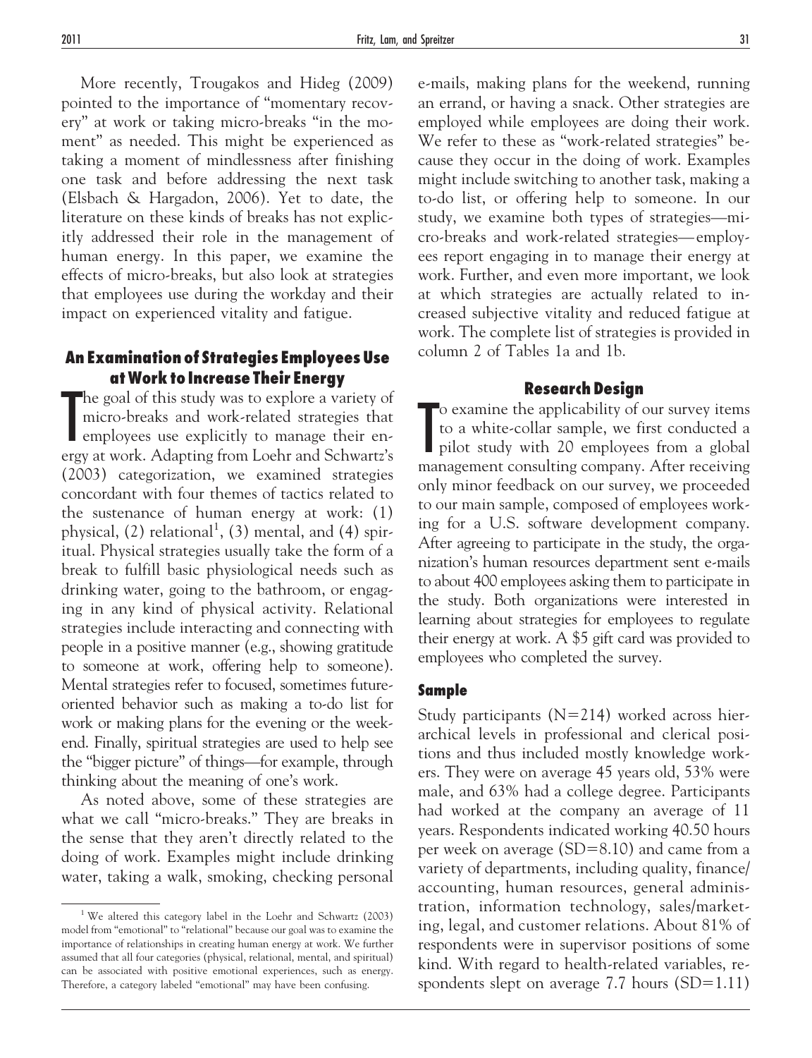More recently, Trougakos and Hideg (2009) pointed to the importance of "momentary recovery" at work or taking micro-breaks "in the moment" as needed. This might be experienced as taking a moment of mindlessness after finishing one task and before addressing the next task (Elsbach & Hargadon, 2006). Yet to date, the literature on these kinds of breaks has not explicitly addressed their role in the management of human energy. In this paper, we examine the effects of micro-breaks, but also look at strategies that employees use during the workday and their impact on experienced vitality and fatigue.

## An Examination of Strategies Employees Use at Work to Increase Their Energy

The goal of this study was to explore a variety of micro-breaks and work-related strategies that employees use explicitly to manage their energy at work. Adapting from Loehr and Schwartz's (2003) categorization, we examined strategies concordant with four themes of tactics related to the sustenance of human energy at work: (1) physical, (2) relational[1], (3) mental, and (4) spiritual. Physical strategies usually take the form of a break to fulfill basic physiological needs such as drinking water, going to the bathroom, or engaging in any kind of physical activity. Relational strategies include interacting and connecting with people in a positive manner (e.g., showing gratitude to someone at work, offering help to someone). Mental strategies refer to focused, sometimes future-oriented behavior such as making a to-do list for work or making plans for the evening or the weekend. Finally, spiritual strategies are used to help see the "bigger picture" of things—for example, through thinking about the meaning of one's work.

As noted above, some of these strategies are what we call "micro-breaks." They are breaks in the sense that they aren't directly related to the doing of work. Examples might include drinking water, taking a walk, smoking, checking personal e-mails, making plans for the weekend, running an errand, or having a snack. Other strategies are employed while employees are doing their work. We refer to these as "work-related strategies" because they occur in the doing of work. Examples might include switching to another task, making a to-do list, or offering help to someone. In our study, we examine both types of strategies—micro-breaks and work-related strategies—employees report engaging in to manage their energy at work. Further, and even more important, we look at which strategies are actually related to increased subjective vitality and reduced fatigue at work. The complete list of strategies is provided in column 2 of Tables 1a and 1b.

## Research Design

To examine the applicability of our survey items to a white-collar sample, we first conducted a pilot study with 20 employees from a global management consulting company. After receiving only minor feedback on our survey, we proceeded to our main sample, composed of employees working for a U.S. software development company. After agreeing to participate in the study, the organization's human resources department sent e-mails to about 400 employees asking them to participate in the study. Both organizations were interested in learning about strategies for employees to regulate their energy at work. A $5 gift card was provided to employees who completed the survey.

### Sample

Study participants (N=214) worked across hierarchical levels in professional and clerical positions and thus included mostly knowledge workers. They were on average 45 years old, 53% were male, and 63% had a college degree. Participants had worked at the company an average of 11 years. Respondents indicated working 40.50 hours per week on average (SD=8.10) and came from a variety of departments, including quality, finance/accounting, human resources, general administration, information technology, sales/marketing, legal, and customer relations. About 81% of respondents were in supervisor positions of some kind. With regard to health-related variables, respondents slept on average 7.7 hours (SD=1.11)

[1] We altered this category label in the Loehr and Schwartz (2003) model from "emotional" to "relational" because our goal was to examine the importance of relationships in creating human energy at work. We further assumed that all four categories (physical, relational, mental, and spiritual) can be associated with positive emotional experiences, such as energy. Therefore, a category labeled "emotional" may have been confusing.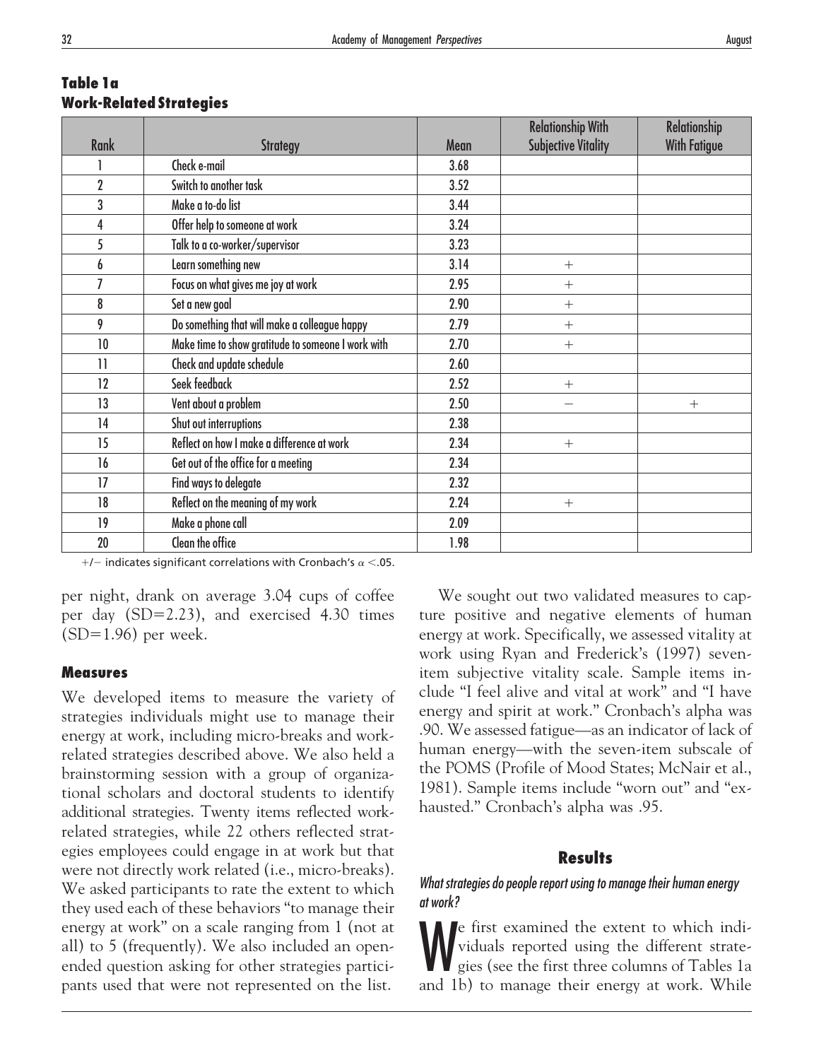**Table 1a**
**Work-Related Strategies**

| Rank | Strategy | Mean | Relationship With Subjective Vitality | Relationship With Fatigue |
|---|---|---|---|---|
| 1 | Check e-mail | 3.68 | | |
| 2 | Switch to another task | 3.52 | | |
| 3 | Make a to-do list | 3.44 | | |
| 4 | Offer help to someone at work | 3.24 | | |
| 5 | Talk to a co-worker/supervisor | 3.23 | | |
| 6 | Learn something new | 3.14 | + | |
| 7 | Focus on what gives me joy at work | 2.95 | + | |
| 8 | Set a new goal | 2.90 | + | |
| 9 | Do something that will make a colleague happy | 2.79 | + | |
| 10 | Make time to show gratitude to someone I work with | 2.70 | + | |
| 11 | Check and update schedule | 2.60 | | |
| 12 | Seek feedback | 2.52 | + | |
| 13 | Vent about a problem | 2.50 | − | + |
| 14 | Shut out interruptions | 2.38 | | |
| 15 | Reflect on how I make a difference at work | 2.34 | + | |
| 16 | Get out of the office for a meeting | 2.34 | | |
| 17 | Find ways to delegate | 2.32 | | |
| 18 | Reflect on the meaning of my work | 2.24 | + | |
| 19 | Make a phone call | 2.09 | | |
| 20 | Clean the office | 1.98 | | |

+/− indicates significant correlations with Cronbach's $\alpha < .05$.

per night, drank on average 3.04 cups of coffee per day (SD=2.23), and exercised 4.30 times (SD=1.96) per week.

### Measures

We developed items to measure the variety of strategies individuals might use to manage their energy at work, including micro-breaks and work-related strategies described above. We also held a brainstorming session with a group of organizational scholars and doctoral students to identify additional strategies. Twenty items reflected work-related strategies, while 22 others reflected strategies employees could engage in at work but that were not directly work related (i.e., micro-breaks). We asked participants to rate the extent to which they used each of these behaviors "to manage their energy at work" on a scale ranging from 1 (not at all) to 5 (frequently). We also included an open-ended question asking for other strategies participants used that were not represented on the list.

We sought out two validated measures to capture positive and negative elements of human energy at work. Specifically, we assessed vitality at work using Ryan and Frederick's (1997) seven-item subjective vitality scale. Sample items include "I feel alive and vital at work" and "I have energy and spirit at work." Cronbach's alpha was .90. We assessed fatigue—as an indicator of lack of human energy—with the seven-item subscale of the POMS (Profile of Mood States; McNair et al., 1981). Sample items include "worn out" and "exhausted." Cronbach's alpha was .95.

## Results

### *What strategies do people report using to manage their human energy at work?*

We first examined the extent to which individuals reported using the different strategies (see the first three columns of Tables 1a and 1b) to manage their energy at work. While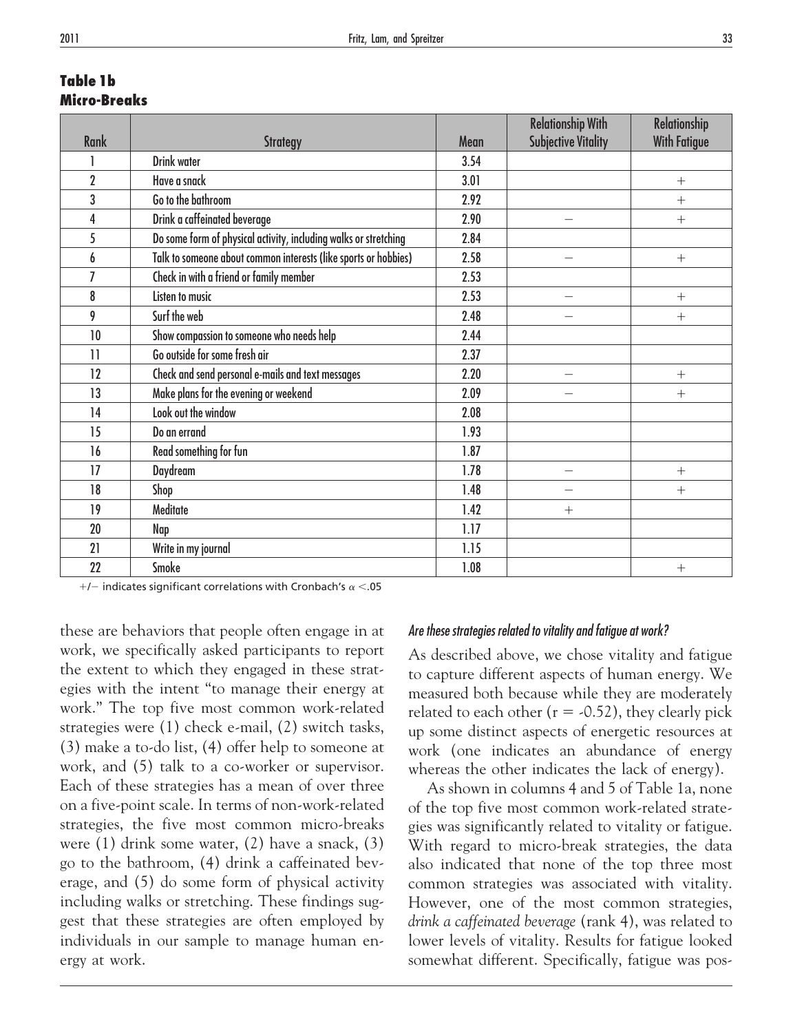**Table 1b**
**Micro-Breaks**

| Rank | Strategy | Mean | Relationship With Subjective Vitality | Relationship With Fatigue |
|---|---|---|---|---|
| 1 | Drink water | 3.54 | | |
| 2 | Have a snack | 3.01 | | + |
| 3 | Go to the bathroom | 2.92 | | + |
| 4 | Drink a caffeinated beverage | 2.90 | − | + |
| 5 | Do some form of physical activity, including walks or stretching | 2.84 | | |
| 6 | Talk to someone about common interests (like sports or hobbies) | 2.58 | − | + |
| 7 | Check in with a friend or family member | 2.53 | | |
| 8 | Listen to music | 2.53 | − | + |
| 9 | Surf the web | 2.48 | − | + |
| 10 | Show compassion to someone who needs help | 2.44 | | |
| 11 | Go outside for some fresh air | 2.37 | | |
| 12 | Check and send personal e-mails and text messages | 2.20 | − | + |
| 13 | Make plans for the evening or weekend | 2.09 | − | + |
| 14 | Look out the window | 2.08 | | |
| 15 | Do an errand | 1.93 | | |
| 16 | Read something for fun | 1.87 | | |
| 17 | Daydream | 1.78 | − | + |
| 18 | Shop | 1.48 | − | + |
| 19 | Meditate | 1.42 | + | |
| 20 | Nap | 1.17 | | |
| 21 | Write in my journal | 1.15 | | |
| 22 | Smoke | 1.08 | | + |

+/− indicates significant correlations with Cronbach's $\alpha < .05$

these are behaviors that people often engage in at work, we specifically asked participants to report the extent to which they engaged in these strategies with the intent "to manage their energy at work." The top five most common work-related strategies were (1) check e-mail, (2) switch tasks, (3) make a to-do list, (4) offer help to someone at work, and (5) talk to a co-worker or supervisor. Each of these strategies has a mean of over three on a five-point scale. In terms of non-work-related strategies, the five most common micro-breaks were (1) drink some water, (2) have a snack, (3) go to the bathroom, (4) drink a caffeinated beverage, and (5) do some form of physical activity including walks or stretching. These findings suggest that these strategies are often employed by individuals in our sample to manage human energy at work.

#### *Are these strategies related to vitality and fatigue at work?*

As described above, we chose vitality and fatigue to capture different aspects of human energy. We measured both because while they are moderately related to each other ($r = -0.52$), they clearly pick up some distinct aspects of energetic resources at work (one indicates an abundance of energy whereas the other indicates the lack of energy).

As shown in columns 4 and 5 of Table 1a, none of the top five most common work-related strategies was significantly related to vitality or fatigue. With regard to micro-break strategies, the data also indicated that none of the top three most common strategies was associated with vitality. However, one of the most common strategies, *drink a caffeinated beverage* (rank 4), was related to lower levels of vitality. Results for fatigue looked somewhat different. Specifically, fatigue was pos-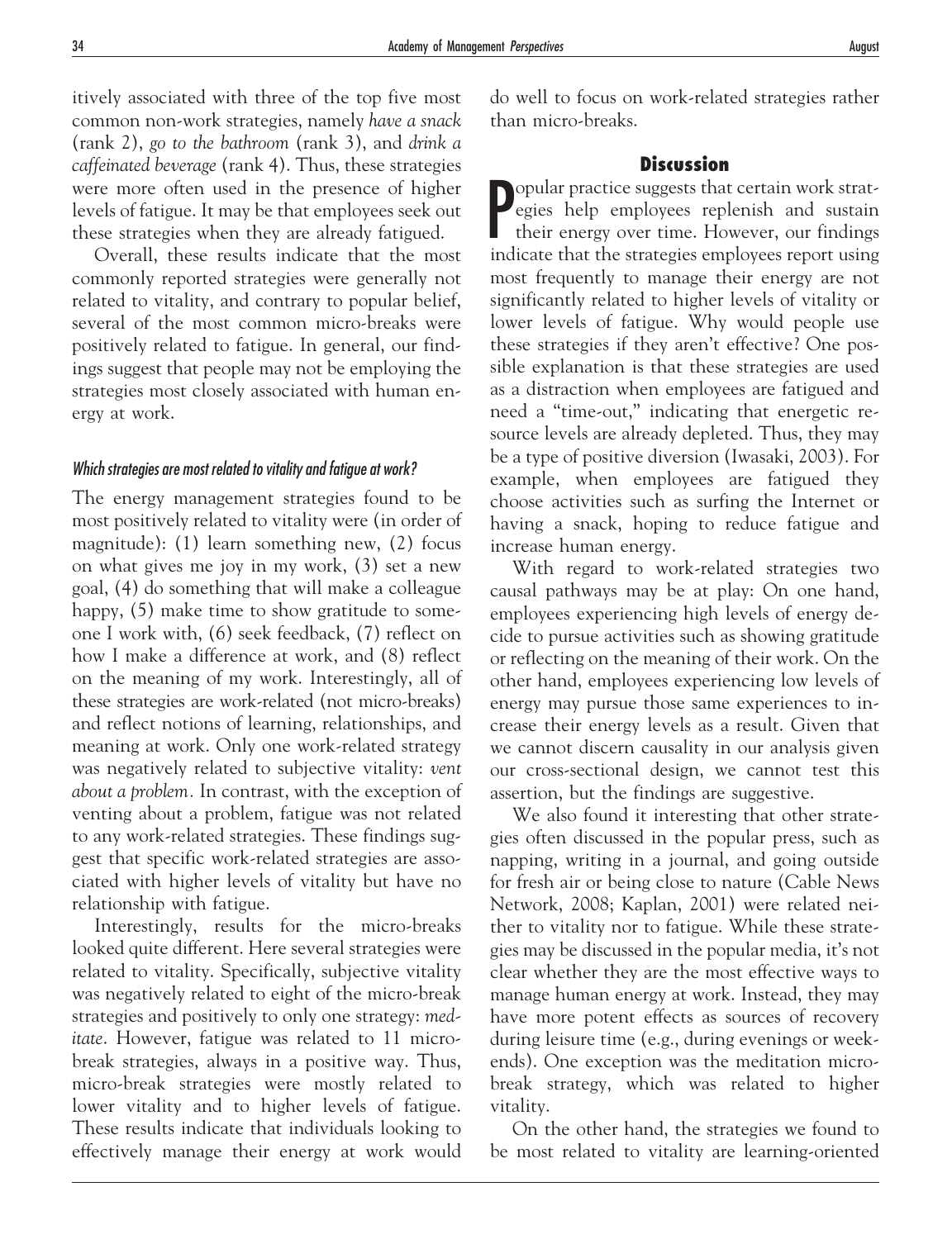itively associated with three of the top five most common non-work strategies, namely *have a snack* (rank 2), *go to the bathroom* (rank 3), and *drink a caffeinated beverage* (rank 4). Thus, these strategies were more often used in the presence of higher levels of fatigue. It may be that employees seek out these strategies when they are already fatigued.

Overall, these results indicate that the most commonly reported strategies were generally not related to vitality, and contrary to popular belief, several of the most common micro-breaks were positively related to fatigue. In general, our findings suggest that people may not be employing the strategies most closely associated with human energy at work.

### *Which strategies are most related to vitality and fatigue at work?*

The energy management strategies found to be most positively related to vitality were (in order of magnitude): (1) learn something new, (2) focus on what gives me joy in my work, (3) set a new goal, (4) do something that will make a colleague happy, (5) make time to show gratitude to someone I work with, (6) seek feedback, (7) reflect on how I make a difference at work, and (8) reflect on the meaning of my work. Interestingly, all of these strategies are work-related (not micro-breaks) and reflect notions of learning, relationships, and meaning at work. Only one work-related strategy was negatively related to subjective vitality: *vent about a problem*. In contrast, with the exception of venting about a problem, fatigue was not related to any work-related strategies. These findings suggest that specific work-related strategies are associated with higher levels of vitality but have no relationship with fatigue.

Interestingly, results for the micro-breaks looked quite different. Here several strategies were related to vitality. Specifically, subjective vitality was negatively related to eight of the micro-break strategies and positively to only one strategy: *meditate*. However, fatigue was related to 11 micro-break strategies, always in a positive way. Thus, micro-break strategies were mostly related to lower vitality and to higher levels of fatigue. These results indicate that individuals looking to effectively manage their energy at work would do well to focus on work-related strategies rather than micro-breaks.

## Discussion

Popular practice suggests that certain work strategies help employees replenish and sustain their energy over time. However, our findings indicate that the strategies employees report using most frequently to manage their energy are not significantly related to higher levels of vitality or lower levels of fatigue. Why would people use these strategies if they aren't effective? One possible explanation is that these strategies are used as a distraction when employees are fatigued and need a "time-out," indicating that energetic resource levels are already depleted. Thus, they may be a type of positive diversion (Iwasaki, 2003). For example, when employees are fatigued they choose activities such as surfing the Internet or having a snack, hoping to reduce fatigue and increase human energy.

With regard to work-related strategies two causal pathways may be at play: On one hand, employees experiencing high levels of energy decide to pursue activities such as showing gratitude or reflecting on the meaning of their work. On the other hand, employees experiencing low levels of energy may pursue those same experiences to increase their energy levels as a result. Given that we cannot discern causality in our analysis given our cross-sectional design, we cannot test this assertion, but the findings are suggestive.

We also found it interesting that other strategies often discussed in the popular press, such as napping, writing in a journal, and going outside for fresh air or being close to nature (Cable News Network, 2008; Kaplan, 2001) were related neither to vitality nor to fatigue. While these strategies may be discussed in the popular media, it's not clear whether they are the most effective ways to manage human energy at work. Instead, they may have more potent effects as sources of recovery during leisure time (e.g., during evenings or weekends). One exception was the meditation micro-break strategy, which was related to higher vitality.

On the other hand, the strategies we found to be most related to vitality are learning-oriented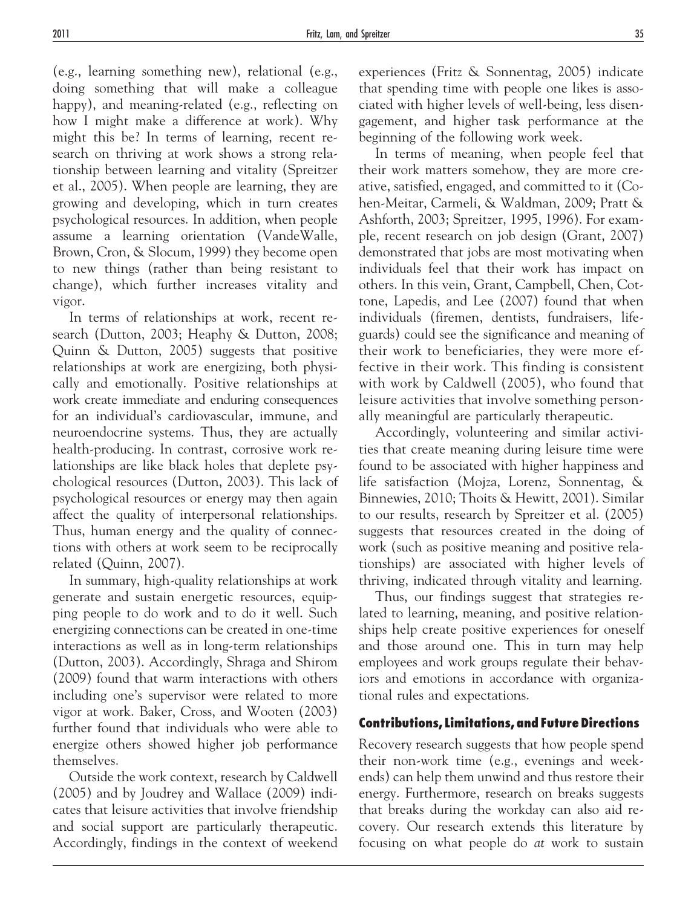(e.g., learning something new), relational (e.g., doing something that will make a colleague happy), and meaning-related (e.g., reflecting on how I might make a difference at work). Why might this be? In terms of learning, recent research on thriving at work shows a strong relationship between learning and vitality (Spreitzer et al., 2005). When people are learning, they are growing and developing, which in turn creates psychological resources. In addition, when people assume a learning orientation (VandeWalle, Brown, Cron, & Slocum, 1999) they become open to new things (rather than being resistant to change), which further increases vitality and vigor.

In terms of relationships at work, recent research (Dutton, 2003; Heaphy & Dutton, 2008; Quinn & Dutton, 2005) suggests that positive relationships at work are energizing, both physically and emotionally. Positive relationships at work create immediate and enduring consequences for an individual's cardiovascular, immune, and neuroendocrine systems. Thus, they are actually health-producing. In contrast, corrosive work relationships are like black holes that deplete psychological resources (Dutton, 2003). This lack of psychological resources or energy may then again affect the quality of interpersonal relationships. Thus, human energy and the quality of connections with others at work seem to be reciprocally related (Quinn, 2007).

In summary, high-quality relationships at work generate and sustain energetic resources, equipping people to do work and to do it well. Such energizing connections can be created in one-time interactions as well as in long-term relationships (Dutton, 2003). Accordingly, Shraga and Shirom (2009) found that warm interactions with others including one's supervisor were related to more vigor at work. Baker, Cross, and Wooten (2003) further found that individuals who were able to energize others showed higher job performance themselves.

Outside the work context, research by Caldwell (2005) and by Joudrey and Wallace (2009) indicates that leisure activities that involve friendship and social support are particularly therapeutic. Accordingly, findings in the context of weekend experiences (Fritz & Sonnentag, 2005) indicate that spending time with people one likes is associated with higher levels of well-being, less disengagement, and higher task performance at the beginning of the following work week.

In terms of meaning, when people feel that their work matters somehow, they are more creative, satisfied, engaged, and committed to it (Cohen-Meitar, Carmeli, & Waldman, 2009; Pratt & Ashforth, 2003; Spreitzer, 1995, 1996). For example, recent research on job design (Grant, 2007) demonstrated that jobs are most motivating when individuals feel that their work has impact on others. In this vein, Grant, Campbell, Chen, Cottone, Lapedis, and Lee (2007) found that when individuals (firemen, dentists, fundraisers, lifeguards) could see the significance and meaning of their work to beneficiaries, they were more effective in their work. This finding is consistent with work by Caldwell (2005), who found that leisure activities that involve something personally meaningful are particularly therapeutic.

Accordingly, volunteering and similar activities that create meaning during leisure time were found to be associated with higher happiness and life satisfaction (Mojza, Lorenz, Sonnentag, & Binnewies, 2010; Thoits & Hewitt, 2001). Similar to our results, research by Spreitzer et al. (2005) suggests that resources created in the doing of work (such as positive meaning and positive relationships) are associated with higher levels of thriving, indicated through vitality and learning.

Thus, our findings suggest that strategies related to learning, meaning, and positive relationships help create positive experiences for oneself and those around one. This in turn may help employees and work groups regulate their behaviors and emotions in accordance with organizational rules and expectations.

## Contributions, Limitations, and Future Directions

Recovery research suggests that how people spend their non-work time (e.g., evenings and weekends) can help them unwind and thus restore their energy. Furthermore, research on breaks suggests that breaks during the workday can also aid recovery. Our research extends this literature by focusing on what people do *at* work to sustain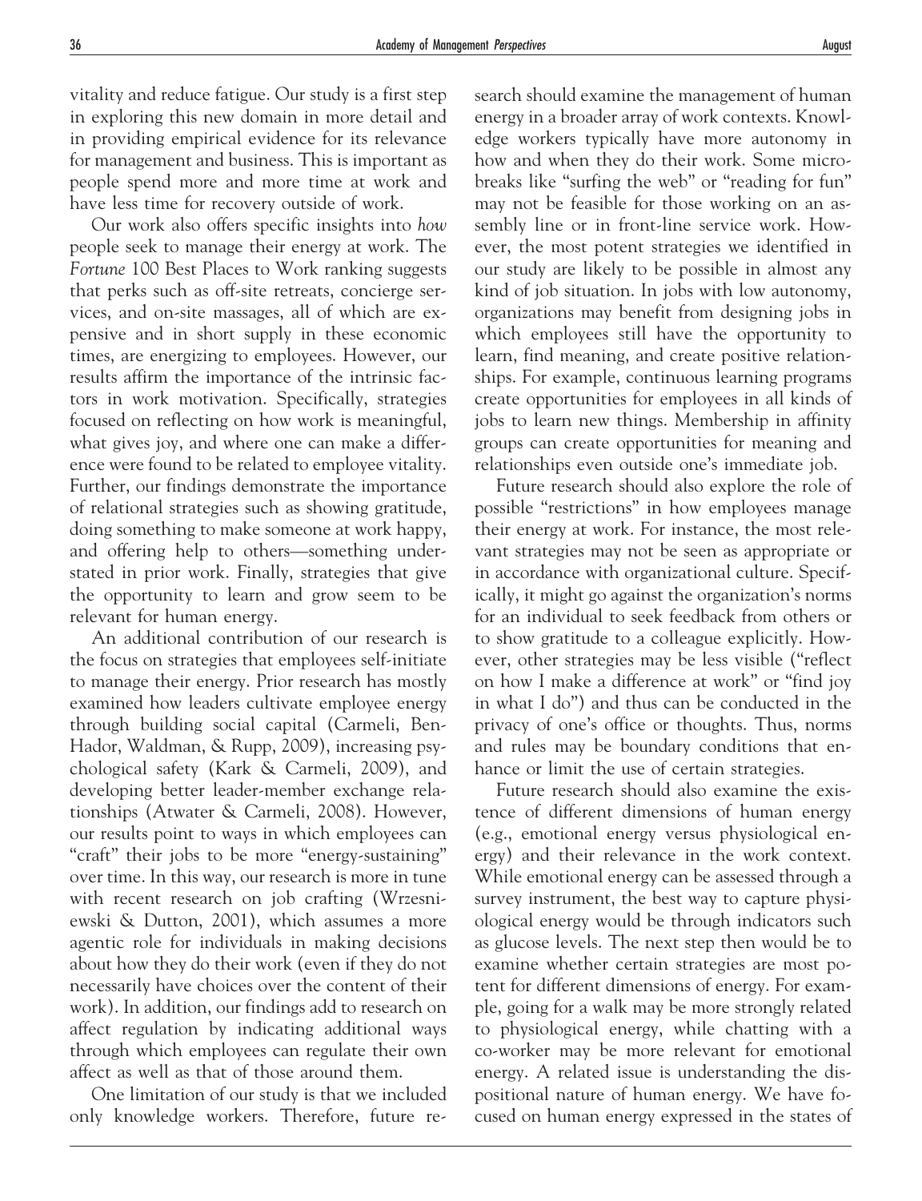vitality and reduce fatigue. Our study is a first step in exploring this new domain in more detail and in providing empirical evidence for its relevance for management and business. This is important as people spend more and more time at work and have less time for recovery outside of work.

Our work also offers specific insights into *how* people seek to manage their energy at work. The *Fortune* 100 Best Places to Work ranking suggests that perks such as off-site retreats, concierge services, and on-site massages, all of which are expensive and in short supply in these economic times, are energizing to employees. However, our results affirm the importance of the intrinsic factors in work motivation. Specifically, strategies focused on reflecting on how work is meaningful, what gives joy, and where one can make a difference were found to be related to employee vitality. Further, our findings demonstrate the importance of relational strategies such as showing gratitude, doing something to make someone at work happy, and offering help to others—something understated in prior work. Finally, strategies that give the opportunity to learn and grow seem to be relevant for human energy.

An additional contribution of our research is the focus on strategies that employees self-initiate to manage their energy. Prior research has mostly examined how leaders cultivate employee energy through building social capital (Carmeli, Ben-Hador, Waldman, & Rupp, 2009), increasing psychological safety (Kark & Carmeli, 2009), and developing better leader-member exchange relationships (Atwater & Carmeli, 2008). However, our results point to ways in which employees can "craft" their jobs to be more "energy-sustaining" over time. In this way, our research is more in tune with recent research on job crafting (Wrzesniewski & Dutton, 2001), which assumes a more agentic role for individuals in making decisions about how they do their work (even if they do not necessarily have choices over the content of their work). In addition, our findings add to research on affect regulation by indicating additional ways through which employees can regulate their own affect as well as that of those around them.

One limitation of our study is that we included only knowledge workers. Therefore, future research should examine the management of human energy in a broader array of work contexts. Knowledge workers typically have more autonomy in how and when they do their work. Some microbreaks like "surfing the web" or "reading for fun" may not be feasible for those working on an assembly line or in front-line service work. However, the most potent strategies we identified in our study are likely to be possible in almost any kind of job situation. In jobs with low autonomy, organizations may benefit from designing jobs in which employees still have the opportunity to learn, find meaning, and create positive relationships. For example, continuous learning programs create opportunities for employees in all kinds of jobs to learn new things. Membership in affinity groups can create opportunities for meaning and relationships even outside one's immediate job.

Future research should also explore the role of possible "restrictions" in how employees manage their energy at work. For instance, the most relevant strategies may not be seen as appropriate or in accordance with organizational culture. Specifically, it might go against the organization's norms for an individual to seek feedback from others or to show gratitude to a colleague explicitly. However, other strategies may be less visible ("reflect on how I make a difference at work" or "find joy in what I do") and thus can be conducted in the privacy of one's office or thoughts. Thus, norms and rules may be boundary conditions that enhance or limit the use of certain strategies.

Future research should also examine the existence of different dimensions of human energy (e.g., emotional energy versus physiological energy) and their relevance in the work context. While emotional energy can be assessed through a survey instrument, the best way to capture physiological energy would be through indicators such as glucose levels. The next step then would be to examine whether certain strategies are most potent for different dimensions of energy. For example, going for a walk may be more strongly related to physiological energy, while chatting with a co-worker may be more relevant for emotional energy. A related issue is understanding the dispositional nature of human energy. We have focused on human energy expressed in the states of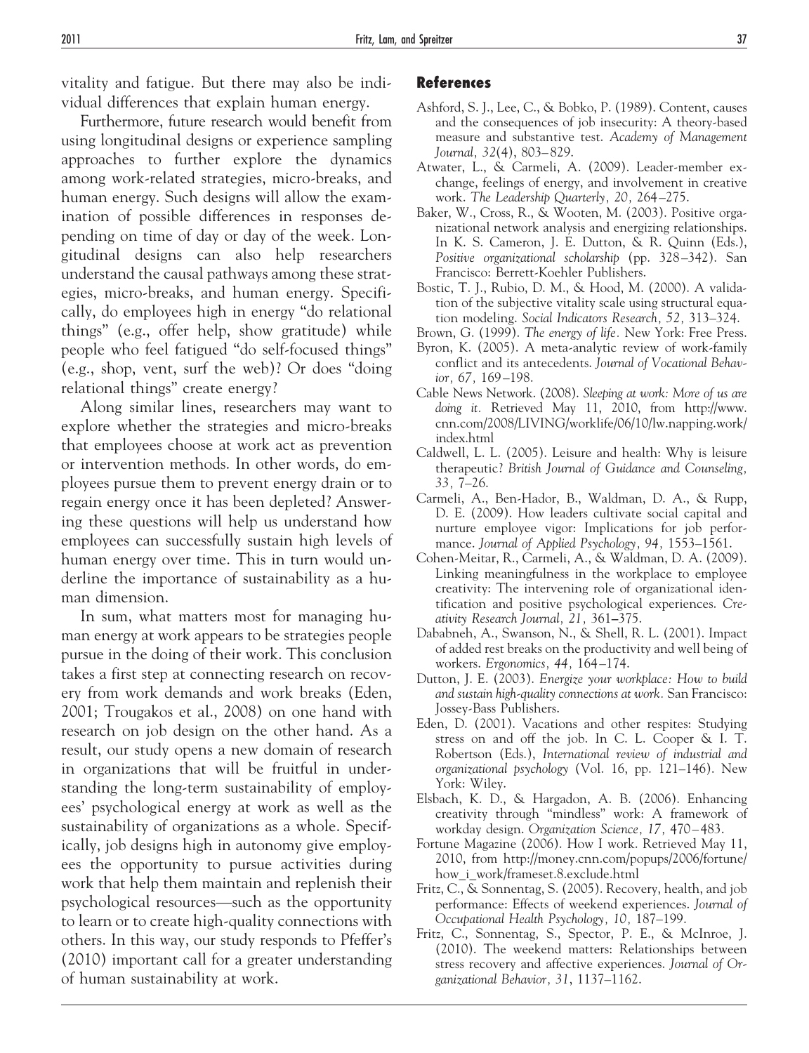vitality and fatigue. But there may also be individual differences that explain human energy.

Furthermore, future research would benefit from using longitudinal designs or experience sampling approaches to further explore the dynamics among work-related strategies, micro-breaks, and human energy. Such designs will allow the examination of possible differences in responses depending on time of day or day of the week. Longitudinal designs can also help researchers understand the causal pathways among these strategies, micro-breaks, and human energy. Specifically, do employees high in energy "do relational things" (e.g., offer help, show gratitude) while people who feel fatigued "do self-focused things" (e.g., shop, vent, surf the web)? Or does "doing relational things" create energy?

Along similar lines, researchers may want to explore whether the strategies and micro-breaks that employees choose at work act as prevention or intervention methods. In other words, do employees pursue them to prevent energy drain or to regain energy once it has been depleted? Answering these questions will help us understand how employees can successfully sustain high levels of human energy over time. This in turn would underline the importance of sustainability as a human dimension.

In sum, what matters most for managing human energy at work appears to be strategies people pursue in the doing of their work. This conclusion takes a first step at connecting research on recovery from work demands and work breaks (Eden, 2001; Trougakos et al., 2008) on one hand with research on job design on the other hand. As a result, our study opens a new domain of research in organizations that will be fruitful in understanding the long-term sustainability of employees' psychological energy at work as well as the sustainability of organizations as a whole. Specifically, job designs high in autonomy give employees the opportunity to pursue activities during work that help them maintain and replenish their psychological resources—such as the opportunity to learn or to create high-quality connections with others. In this way, our study responds to Pfeffer's (2010) important call for a greater understanding of human sustainability at work.

## References

Ashford, S. J., Lee, C., & Bobko, P. (1989). Content, causes and the consequences of job insecurity: A theory-based measure and substantive test. *Academy of Management Journal, 32*(4), 803–829.

Atwater, L., & Carmeli, A. (2009). Leader-member exchange, feelings of energy, and involvement in creative work. *The Leadership Quarterly, 20,* 264–275.

Baker, W., Cross, R., & Wooten, M. (2003). Positive organizational network analysis and energizing relationships. In K. S. Cameron, J. E. Dutton, & R. Quinn (Eds.), *Positive organizational scholarship* (pp. 328–342). San Francisco: Berrett-Koehler Publishers.

Bostic, T. J., Rubio, D. M., & Hood, M. (2000). A validation of the subjective vitality scale using structural equation modeling. *Social Indicators Research, 52,* 313–324.

Brown, G. (1999). *The energy of life*. New York: Free Press.

Byron, K. (2005). A meta-analytic review of work-family conflict and its antecedents. *Journal of Vocational Behavior, 67,* 169–198.

Cable News Network. (2008). *Sleeping at work: More of us are doing it*. Retrieved May 11, 2010, from http://www.cnn.com/2008/LIVING/worklife/06/10/lw.napping.work/index.html

Caldwell, L. L. (2005). Leisure and health: Why is leisure therapeutic? *British Journal of Guidance and Counseling, 33,* 7–26.

Carmeli, A., Ben-Hador, B., Waldman, D. A., & Rupp, D. E. (2009). How leaders cultivate social capital and nurture employee vigor: Implications for job performance. *Journal of Applied Psychology, 94,* 1553–1561.

Cohen-Meitar, R., Carmeli, A., & Waldman, D. A. (2009). Linking meaningfulness in the workplace to employee creativity: The intervening role of organizational identification and positive psychological experiences. *Creativity Research Journal, 21,* 361–375.

Dababneh, A., Swanson, N., & Shell, R. L. (2001). Impact of added rest breaks on the productivity and well being of workers. *Ergonomics, 44,* 164–174.

Dutton, J. E. (2003). *Energize your workplace: How to build and sustain high-quality connections at work*. San Francisco: Jossey-Bass Publishers.

Eden, D. (2001). Vacations and other respites: Studying stress on and off the job. In C. L. Cooper & I. T. Robertson (Eds.), *International review of industrial and organizational psychology* (Vol. 16, pp. 121–146). New York: Wiley.

Elsbach, K. D., & Hargadon, A. B. (2006). Enhancing creativity through "mindless" work: A framework of workday design. *Organization Science, 17,* 470–483.

Fortune Magazine (2006). How I work. Retrieved May 11, 2010, from http://money.cnn.com/popups/2006/fortune/how_i_work/frameset.8.exclude.html

Fritz, C., & Sonnentag, S. (2005). Recovery, health, and job performance: Effects of weekend experiences. *Journal of Occupational Health Psychology, 10,* 187–199.

Fritz, C., Sonnentag, S., Spector, P. E., & McInroe, J. (2010). The weekend matters: Relationships between stress recovery and affective experiences. *Journal of Organizational Behavior, 31*, 1137–1162.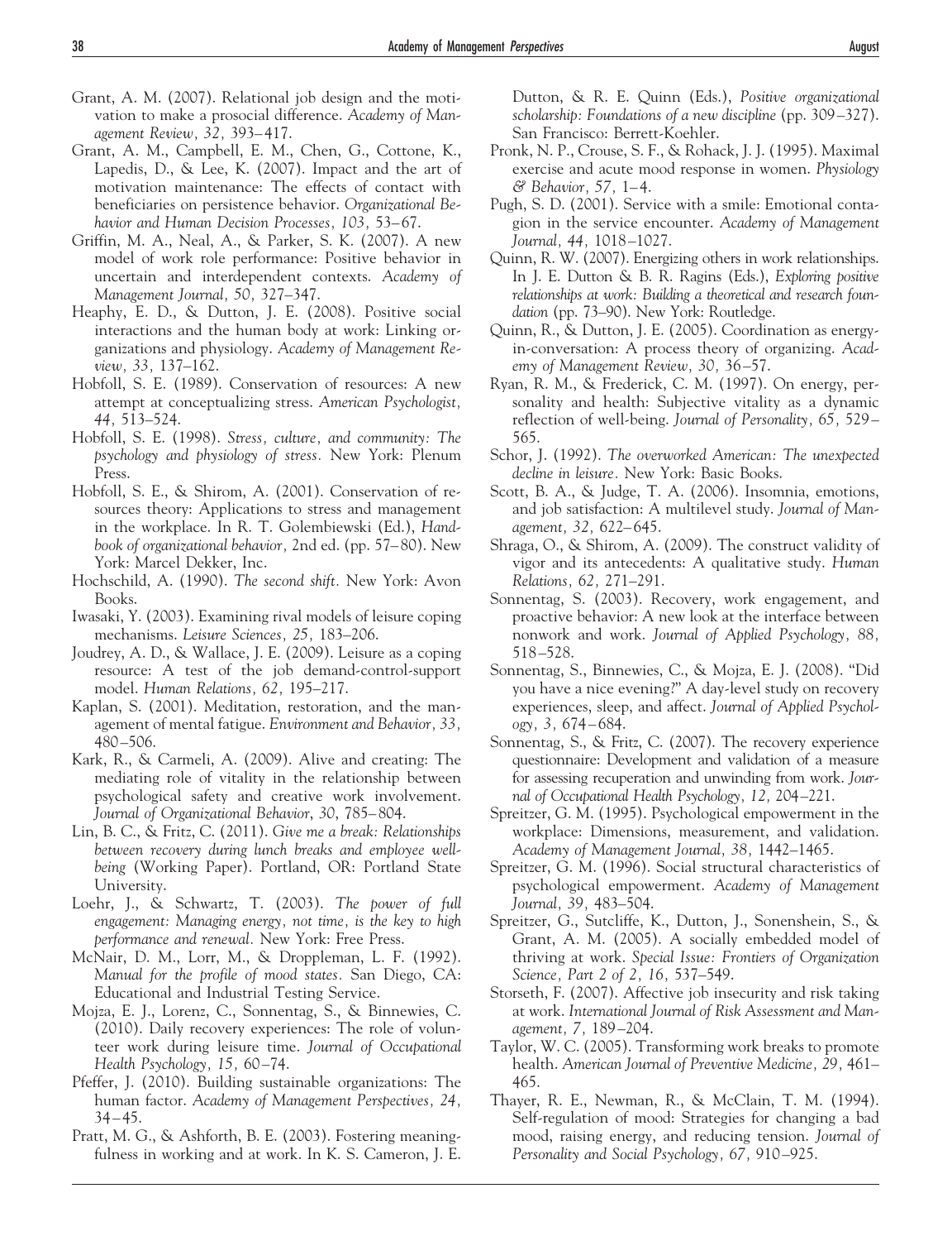Grant, A. M. (2007). Relational job design and the motivation to make a prosocial difference. *Academy of Management Review, 32,* 393–417.

Grant, A. M., Campbell, E. M., Chen, G., Cottone, K., Lapedis, D., & Lee, K. (2007). Impact and the art of motivation maintenance: The effects of contact with beneficiaries on persistence behavior. *Organizational Behavior and Human Decision Processes, 103,* 53–67.

Griffin, M. A., Neal, A., & Parker, S. K. (2007). A new model of work role performance: Positive behavior in uncertain and interdependent contexts. *Academy of Management Journal, 50,* 327–347.

Heaphy, E. D., & Dutton, J. E. (2008). Positive social interactions and the human body at work: Linking organizations and physiology. *Academy of Management Review, 33,* 137–162.

Hobfoll, S. E. (1989). Conservation of resources: A new attempt at conceptualizing stress. *American Psychologist, 44,* 513–524.

Hobfoll, S. E. (1998). *Stress, culture, and community: The psychology and physiology of stress.* New York: Plenum Press.

Hobfoll, S. E., & Shirom, A. (2001). Conservation of resources theory: Applications to stress and management in the workplace. In R. T. Golembiewski (Ed.), *Handbook of organizational behavior,* 2nd ed. (pp. 57–80). New York: Marcel Dekker, Inc.

Hochschild, A. (1990). *The second shift.* New York: Avon Books.

Iwasaki, Y. (2003). Examining rival models of leisure coping mechanisms. *Leisure Sciences, 25,* 183–206.

Joudrey, A. D., & Wallace, J. E. (2009). Leisure as a coping resource: A test of the job demand-control-support model. *Human Relations, 62,* 195–217.

Kaplan, S. (2001). Meditation, restoration, and the management of mental fatigue. *Environment and Behavior, 33,* 480–506.

Kark, R., & Carmeli, A. (2009). Alive and creating: The mediating role of vitality in the relationship between psychological safety and creative work involvement. *Journal of Organizational Behavior, 30,* 785–804.

Lin, B. C., & Fritz, C. (2011). *Give me a break: Relationships between recovery during lunch breaks and employee well-being* (Working Paper). Portland, OR: Portland State University.

Loehr, J., & Schwartz, T. (2003). *The power of full engagement: Managing energy, not time, is the key to high performance and renewal.* New York: Free Press.

McNair, D. M., Lorr, M., & Droppleman, L. F. (1992). *Manual for the profile of mood states.* San Diego, CA: Educational and Industrial Testing Service.

Mojza, E. J., Lorenz, C., Sonnentag, S., & Binnewies, C. (2010). Daily recovery experiences: The role of volunteer work during leisure time. *Journal of Occupational Health Psychology, 15,* 60–74.

Pfeffer, J. (2010). Building sustainable organizations: The human factor. *Academy of Management Perspectives, 24,* 34–45.

Pratt, M. G., & Ashforth, B. E. (2003). Fostering meaningfulness in working and at work. In K. S. Cameron, J. E. Dutton, & R. E. Quinn (Eds.), *Positive organizational scholarship: Foundations of a new discipline* (pp. 309–327). San Francisco: Berrett-Koehler.

Pronk, N. P., Crouse, S. F., & Rohack, J. J. (1995). Maximal exercise and acute mood response in women. *Physiology & Behavior, 57,* 1–4.

Pugh, S. D. (2001). Service with a smile: Emotional contagion in the service encounter. *Academy of Management Journal, 44,* 1018–1027.

Quinn, R. W. (2007). Energizing others in work relationships. In J. E. Dutton & B. R. Ragins (Eds.), *Exploring positive relationships at work: Building a theoretical and research foundation* (pp. 73–90). New York: Routledge.

Quinn, R., & Dutton, J. E. (2005). Coordination as energy-in-conversation: A process theory of organizing. *Academy of Management Review, 30,* 36–57.

Ryan, R. M., & Frederick, C. M. (1997). On energy, personality and health: Subjective vitality as a dynamic reflection of well-being. *Journal of Personality, 65,* 529–565.

Schor, J. (1992). *The overworked American: The unexpected decline in leisure.* New York: Basic Books.

Scott, B. A., & Judge, T. A. (2006). Insomnia, emotions, and job satisfaction: A multilevel study. *Journal of Management, 32,* 622–645.

Shraga, O., & Shirom, A. (2009). The construct validity of vigor and its antecedents: A qualitative study. *Human Relations, 62,* 271–291.

Sonnentag, S. (2003). Recovery, work engagement, and proactive behavior: A new look at the interface between nonwork and work. *Journal of Applied Psychology, 88,* 518–528.

Sonnentag, S., Binnewies, C., & Mojza, E. J. (2008). "Did you have a nice evening?" A day-level study on recovery experiences, sleep, and affect. *Journal of Applied Psychology, 3,* 674–684.

Sonnentag, S., & Fritz, C. (2007). The recovery experience questionnaire: Development and validation of a measure for assessing recuperation and unwinding from work. *Journal of Occupational Health Psychology, 12,* 204–221.

Spreitzer, G. M. (1995). Psychological empowerment in the workplace: Dimensions, measurement, and validation. *Academy of Management Journal, 38,* 1442–1465.

Spreitzer, G. M. (1996). Social structural characteristics of psychological empowerment. *Academy of Management Journal, 39,* 483–504.

Spreitzer, G., Sutcliffe, K., Dutton, J., Sonenshein, S., & Grant, A. M. (2005). A socially embedded model of thriving at work. *Special Issue: Frontiers of Organization Science, Part 2 of 2, 16,* 537–549.

Storseth, F. (2007). Affective job insecurity and risk taking at work. *International Journal of Risk Assessment and Management, 7,* 189–204.

Taylor, W. C. (2005). Transforming work breaks to promote health. *American Journal of Preventive Medicine, 29,* 461–465.

Thayer, R. E., Newman, R., & McClain, T. M. (1994). Self-regulation of mood: Strategies for changing a bad mood, raising energy, and reducing tension. *Journal of Personality and Social Psychology, 67,* 910–925.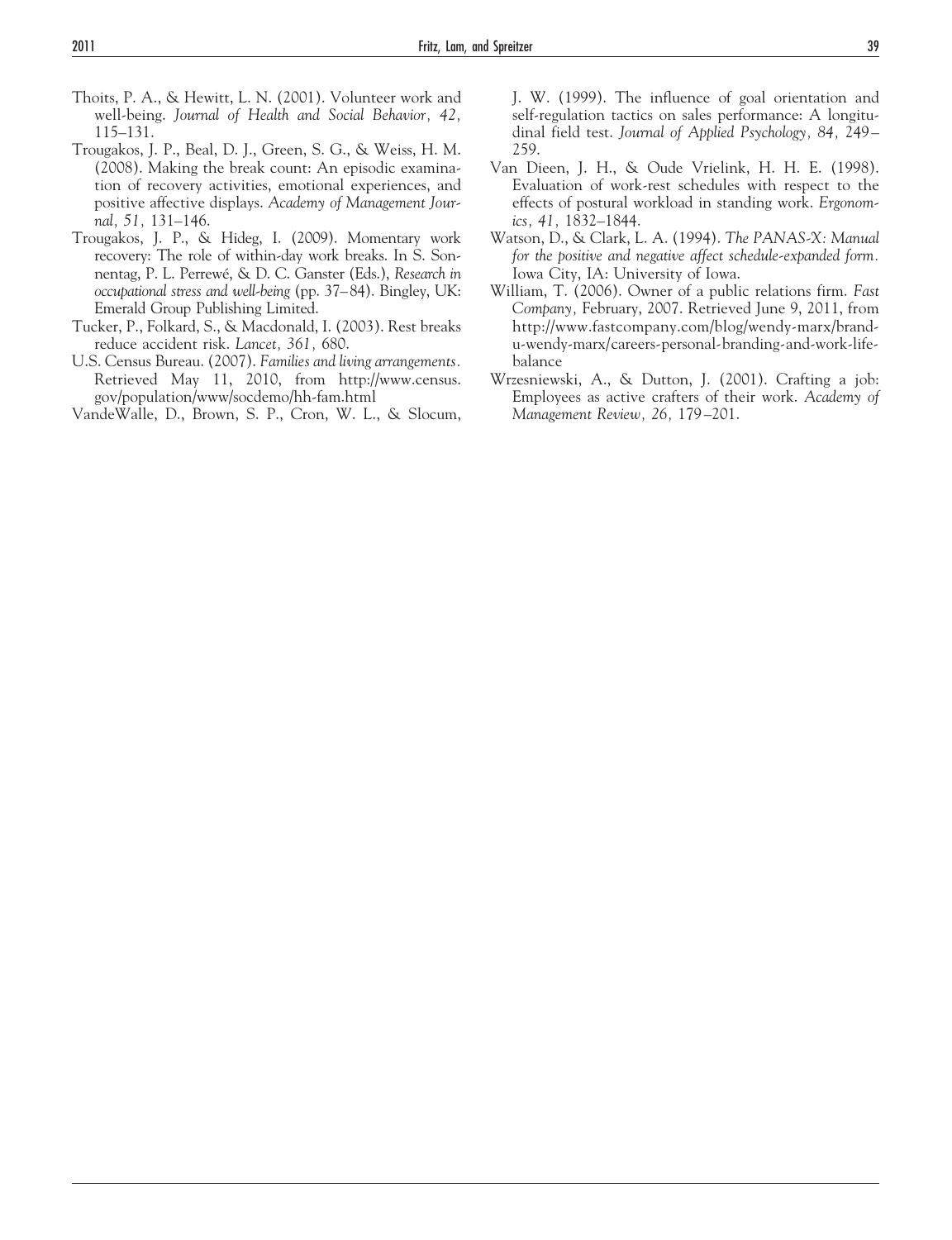Thoits, P. A., & Hewitt, L. N. (2001). Volunteer work and well-being. *Journal of Health and Social Behavior, 42,* 115–131.

Trougakos, J. P., Beal, D. J., Green, S. G., & Weiss, H. M. (2008). Making the break count: An episodic examination of recovery activities, emotional experiences, and positive affective displays. *Academy of Management Journal, 51,* 131–146.

Trougakos, J. P., & Hideg, I. (2009). Momentary work recovery: The role of within-day work breaks. In S. Sonnentag, P. L. Perrewé, & D. C. Ganster (Eds.), *Research in occupational stress and well-being* (pp. 37–84). Bingley, UK: Emerald Group Publishing Limited.

Tucker, P., Folkard, S., & Macdonald, I. (2003). Rest breaks reduce accident risk. *Lancet, 361,* 680.

U.S. Census Bureau. (2007). *Families and living arrangements.* Retrieved May 11, 2010, from http://www.census.gov/population/www/socdemo/hh-fam.html

VandeWalle, D., Brown, S. P., Cron, W. L., & Slocum, J. W. (1999). The influence of goal orientation and self-regulation tactics on sales performance: A longitudinal field test. *Journal of Applied Psychology, 84,* 249–259.

Van Dieen, J. H., & Oude Vrielink, H. H. E. (1998). Evaluation of work-rest schedules with respect to the effects of postural workload in standing work. *Ergonomics, 41,* 1832–1844.

Watson, D., & Clark, L. A. (1994). *The PANAS-X: Manual for the positive and negative affect schedule-expanded form.* Iowa City, IA: University of Iowa.

William, T. (2006). Owner of a public relations firm. *Fast Company,* February, 2007. Retrieved June 9, 2011, from http://www.fastcompany.com/blog/wendy-marx/brand-u-wendy-marx/careers-personal-branding-and-work-life-balance

Wrzesniewski, A., & Dutton, J. (2001). Crafting a job: Employees as active crafters of their work. *Academy of Management Review, 26,* 179–201.